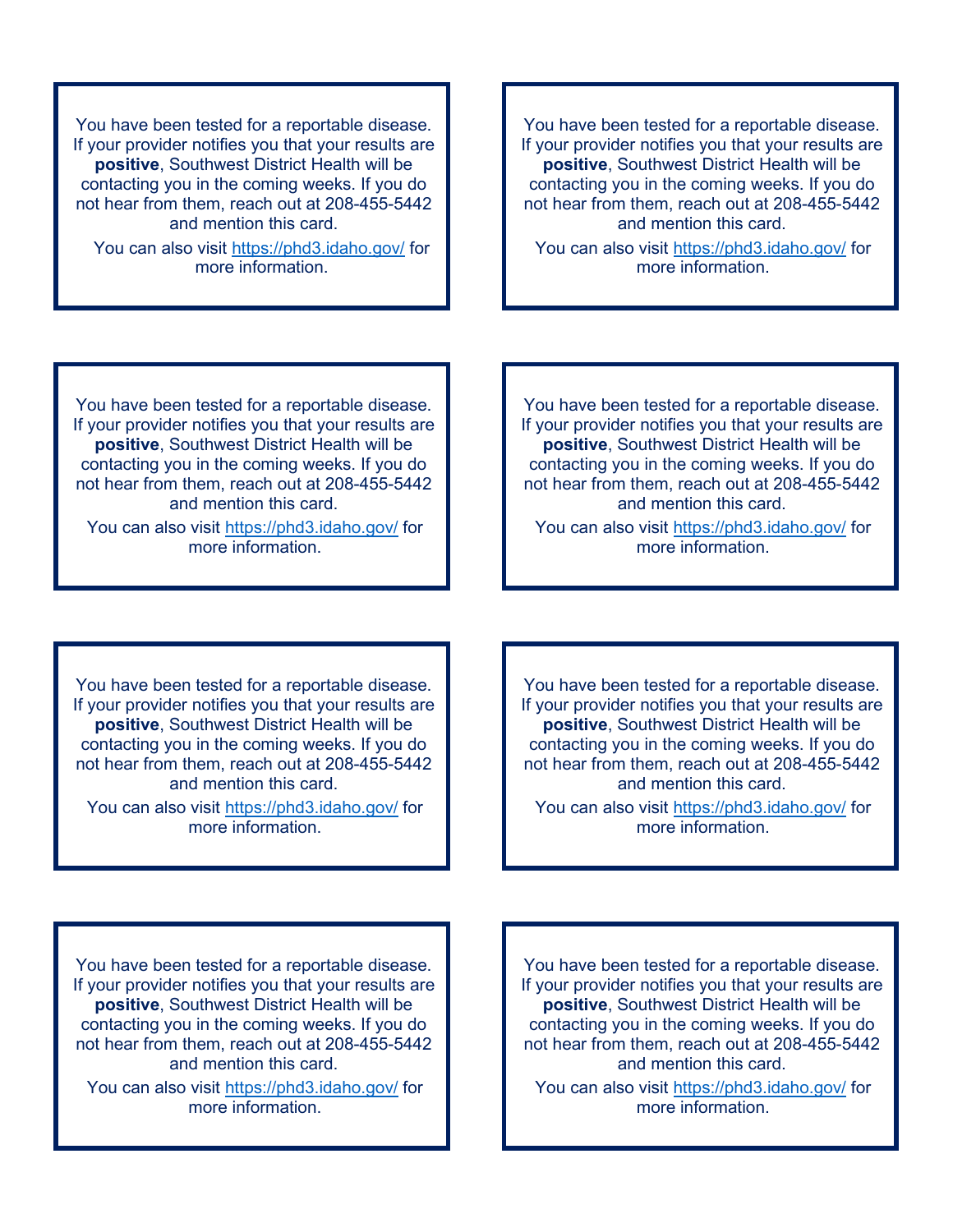You have been tested for a reportable disease. If your provider notifies you that your results are **positive**, Southwest District Health will be contacting you in the coming weeks. If you do not hear from them, reach out at 208-455-5442 and mention this card.

You can also visit https://phd3.idaho.gov/ for more information.

---

You have been tested for a reportable disease. If your provider notifies you that your results are **positive**, Southwest District Health will be contacting you in the coming weeks. If you do not hear from them, reach out at 208-455-5442 and mention this card.

You can also visit https://phd3.idaho.gov/ for more information.

---

You have been tested for a reportable disease. If your provider notifies you that your results are **positive**, Southwest District Health will be contacting you in the coming weeks. If you do not hear from them, reach out at 208-455-5442 and mention this card.

You can also visit https://phd3.idaho.gov/ for more information.

---

You have been tested for a reportable disease. If your provider notifies you that your results are **positive**, Southwest District Health will be contacting you in the coming weeks. If you do not hear from them, reach out at 208-455-5442 and mention this card.

You can also visit https://phd3.idaho.gov/ for more information.

---

You have been tested for a reportable disease. If your provider notifies you that your results are **positive**, Southwest District Health will be contacting you in the coming weeks. If you do not hear from them, reach out at 208-455-5442 and mention this card.

You can also visit https://phd3.idaho.gov/ for more information.

---

You have been tested for a reportable disease. If your provider notifies you that your results are **positive**, Southwest District Health will be contacting you in the coming weeks. If you do not hear from them, reach out at 208-455-5442 and mention this card.

You can also visit https://phd3.idaho.gov/ for more information.

---

You have been tested for a reportable disease. If your provider notifies you that your results are **positive**, Southwest District Health will be contacting you in the coming weeks. If you do not hear from them, reach out at 208-455-5442 and mention this card.

You can also visit https://phd3.idaho.gov/ for more information.

---

You have been tested for a reportable disease. If your provider notifies you that your results are **positive**, Southwest District Health will be contacting you in the coming weeks. If you do not hear from them, reach out at 208-455-5442 and mention this card.

You can also visit https://phd3.idaho.gov/ for more information.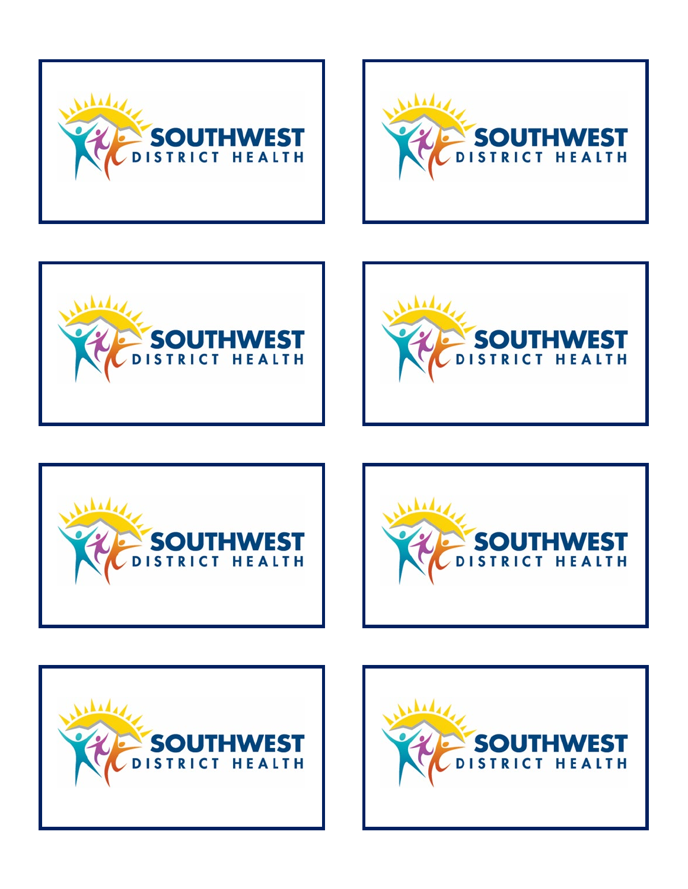SOUTHWEST DISTRICT HEALTH

SOUTHWEST DISTRICT HEALTH

SOUTHWEST DISTRICT HEALTH

SOUTHWEST DISTRICT HEALTH

SOUTHWEST DISTRICT HEALTH

SOUTHWEST DISTRICT HEALTH

SOUTHWEST DISTRICT HEALTH

SOUTHWEST DISTRICT HEALTH